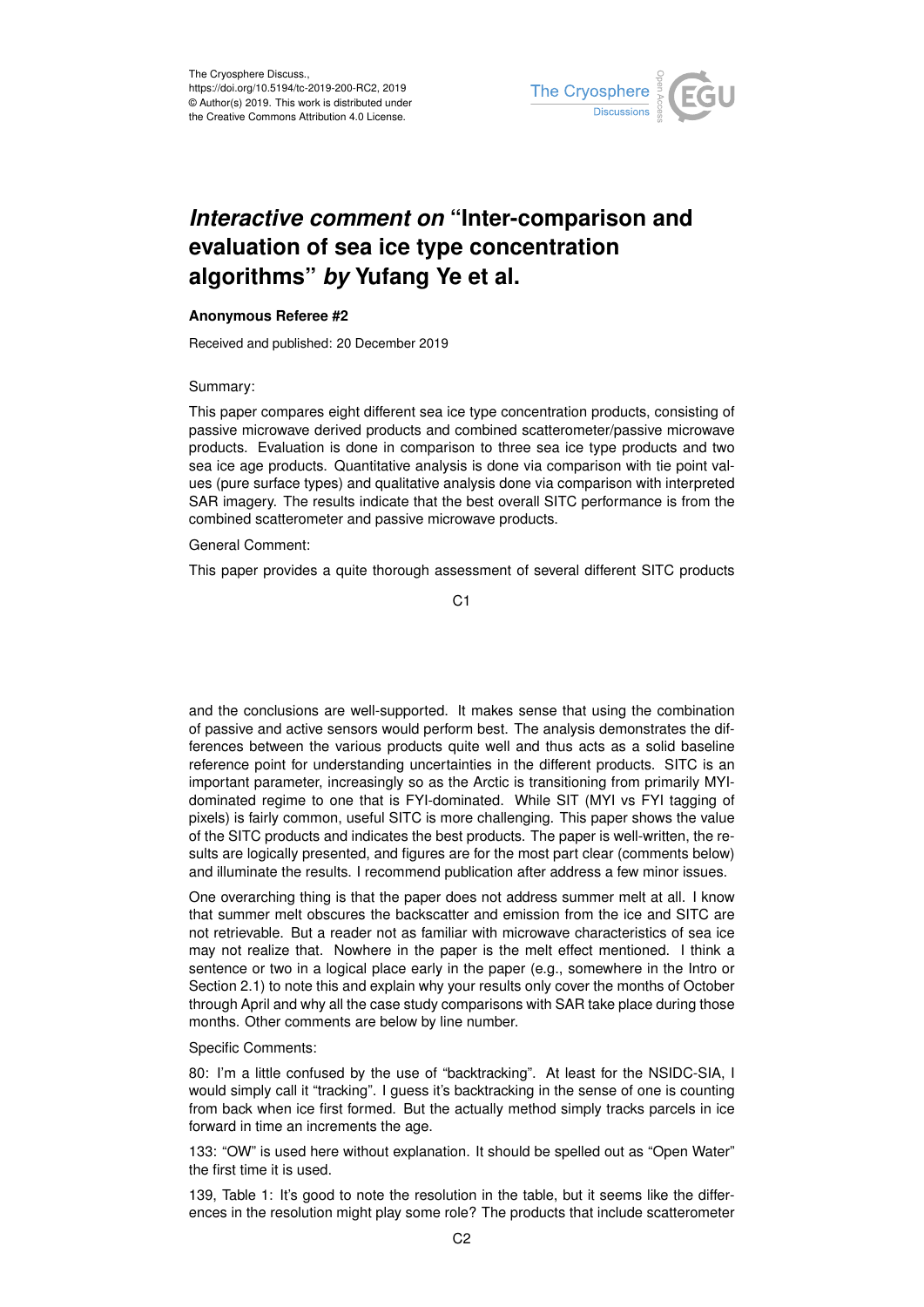The Cryosphere Discuss.,
https://doi.org/10.5194/tc-2019-200-RC2, 2019
© Author(s) 2019. This work is distributed under
the Creative Commons Attribution 4.0 License.

# *Interactive comment on* "Inter-comparison and evaluation of sea ice type concentration algorithms" *by* Yufang Ye et al.

**Anonymous Referee #2**

Received and published: 20 December 2019

Summary:

This paper compares eight different sea ice type concentration products, consisting of passive microwave derived products and combined scatterometer/passive microwave products. Evaluation is done in comparison to three sea ice type products and two sea ice age products. Quantitative analysis is done via comparison with tie point values (pure surface types) and qualitative analysis done via comparison with interpreted SAR imagery. The results indicate that the best overall SITC performance is from the combined scatterometer and passive microwave products.

General Comment:

This paper provides a quite thorough assessment of several different SITC products and the conclusions are well-supported. It makes sense that using the combination of passive and active sensors would perform best. The analysis demonstrates the differences between the various products quite well and thus acts as a solid baseline reference point for understanding uncertainties in the different products. SITC is an important parameter, increasingly so as the Arctic is transitioning from primarily MYI-dominated regime to one that is FYI-dominated. While SIT (MYI vs FYI tagging of pixels) is fairly common, useful SITC is more challenging. This paper shows the value of the SITC products and indicates the best products. The paper is well-written, the results are logically presented, and figures are for the most part clear (comments below) and illuminate the results. I recommend publication after address a few minor issues.

One overarching thing is that the paper does not address summer melt at all. I know that summer melt obscures the backscatter and emission from the ice and SITC are not retrievable. But a reader not as familiar with microwave characteristics of sea ice may not realize that. Nowhere in the paper is the melt effect mentioned. I think a sentence or two in a logical place early in the paper (e.g., somewhere in the Intro or Section 2.1) to note this and explain why your results only cover the months of October through April and why all the case study comparisons with SAR take place during those months. Other comments are below by line number.

Specific Comments:

80: I'm a little confused by the use of "backtracking". At least for the NSIDC-SIA, I would simply call it "tracking". I guess it's backtracking in the sense of one is counting from back when ice first formed. But the actually method simply tracks parcels in ice forward in time an increments the age.

133: "OW" is used here without explanation. It should be spelled out as "Open Water" the first time it is used.

139, Table 1: It's good to note the resolution in the table, but it seems like the differences in the resolution might play some role? The products that include scatterometer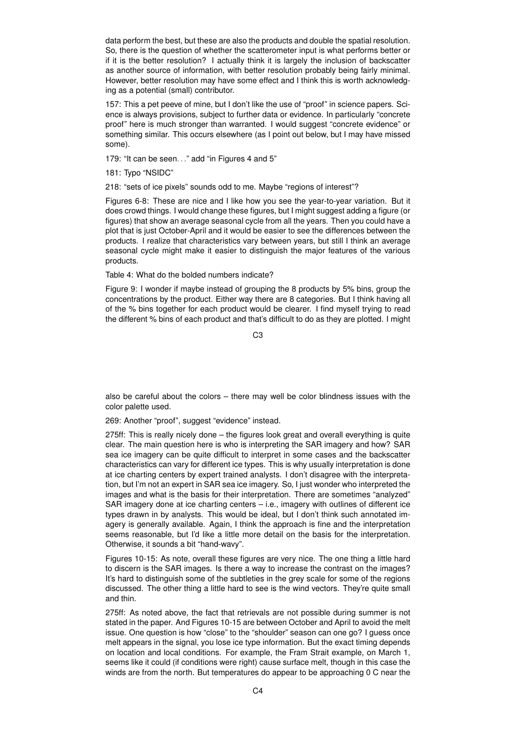data perform the best, but these are also the products and double the spatial resolution. So, there is the question of whether the scatterometer input is what performs better or if it is the better resolution? I actually think it is largely the inclusion of backscatter as another source of information, with better resolution probably being fairly minimal. However, better resolution may have some effect and I think this is worth acknowledging as a potential (small) contributor.

157: This a pet peeve of mine, but I don't like the use of "proof" in science papers. Science is always provisions, subject to further data or evidence. In particularly "concrete proof" here is much stronger than warranted. I would suggest "concrete evidence" or something similar. This occurs elsewhere (as I point out below, but I may have missed some).

179: "It can be seen. . ." add "in Figures 4 and 5"

181: Typo "NSIDC"

218: "sets of ice pixels" sounds odd to me. Maybe "regions of interest"?

Figures 6-8: These are nice and I like how you see the year-to-year variation. But it does crowd things. I would change these figures, but I might suggest adding a figure (or figures) that show an average seasonal cycle from all the years. Then you could have a plot that is just October-April and it would be easier to see the differences between the products. I realize that characteristics vary between years, but still I think an average seasonal cycle might make it easier to distinguish the major features of the various products.

Table 4: What do the bolded numbers indicate?

Figure 9: I wonder if maybe instead of grouping the 8 products by 5% bins, group the concentrations by the product. Either way there are 8 categories. But I think having all of the % bins together for each product would be clearer. I find myself trying to read the different % bins of each product and that's difficult to do as they are plotted. I might also be careful about the colors – there may well be color blindness issues with the color palette used.

269: Another "proof", suggest "evidence" instead.

275ff: This is really nicely done – the figures look great and overall everything is quite clear. The main question here is who is interpreting the SAR imagery and how? SAR sea ice imagery can be quite difficult to interpret in some cases and the backscatter characteristics can vary for different ice types. This is why usually interpretation is done at ice charting centers by expert trained analysts. I don't disagree with the interpretation, but I'm not an expert in SAR sea ice imagery. So, I just wonder who interpreted the images and what is the basis for their interpretation. There are sometimes "analyzed" SAR imagery done at ice charting centers – i.e., imagery with outlines of different ice types drawn in by analysts. This would be ideal, but I don't think such annotated imagery is generally available. Again, I think the approach is fine and the interpretation seems reasonable, but I'd like a little more detail on the basis for the interpretation. Otherwise, it sounds a bit "hand-wavy".

Figures 10-15: As note, overall these figures are very nice. The one thing a little hard to discern is the SAR images. Is there a way to increase the contrast on the images? It's hard to distinguish some of the subtleties in the grey scale for some of the regions discussed. The other thing a little hard to see is the wind vectors. They're quite small and thin.

275ff: As noted above, the fact that retrievals are not possible during summer is not stated in the paper. And Figures 10-15 are between October and April to avoid the melt issue. One question is how "close" to the "shoulder" season can one go? I guess once melt appears in the signal, you lose ice type information. But the exact timing depends on location and local conditions. For example, the Fram Strait example, on March 1, seems like it could (if conditions were right) cause surface melt, though in this case the winds are from the north. But temperatures do appear to be approaching 0 C near the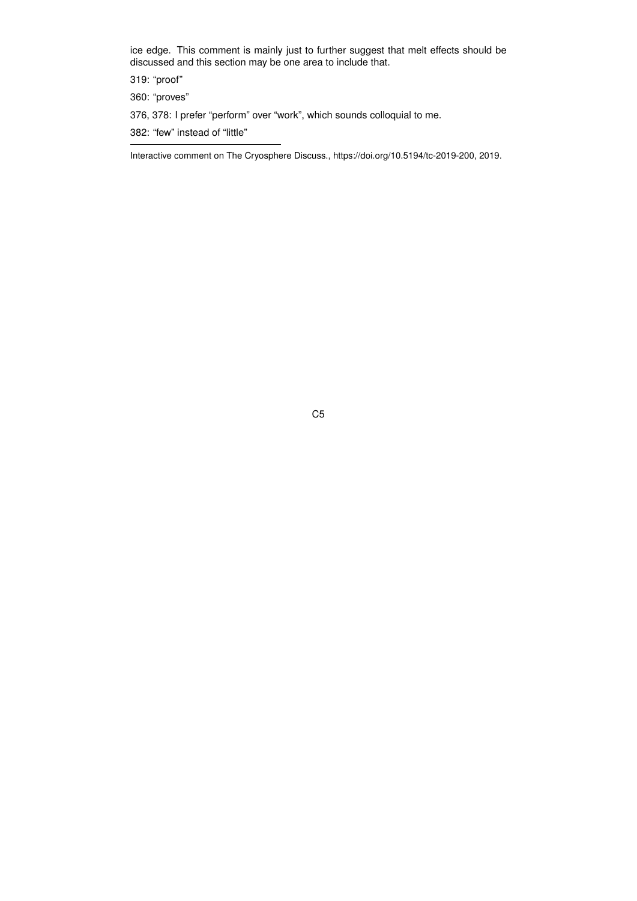ice edge. This comment is mainly just to further suggest that melt effects should be discussed and this section may be one area to include that.

319: “proof”

360: “proves”

376, 378: I prefer “perform” over “work”, which sounds colloquial to me.

382: “few” instead of “little”

---

Interactive comment on The Cryosphere Discuss., https://doi.org/10.5194/tc-2019-200, 2019.